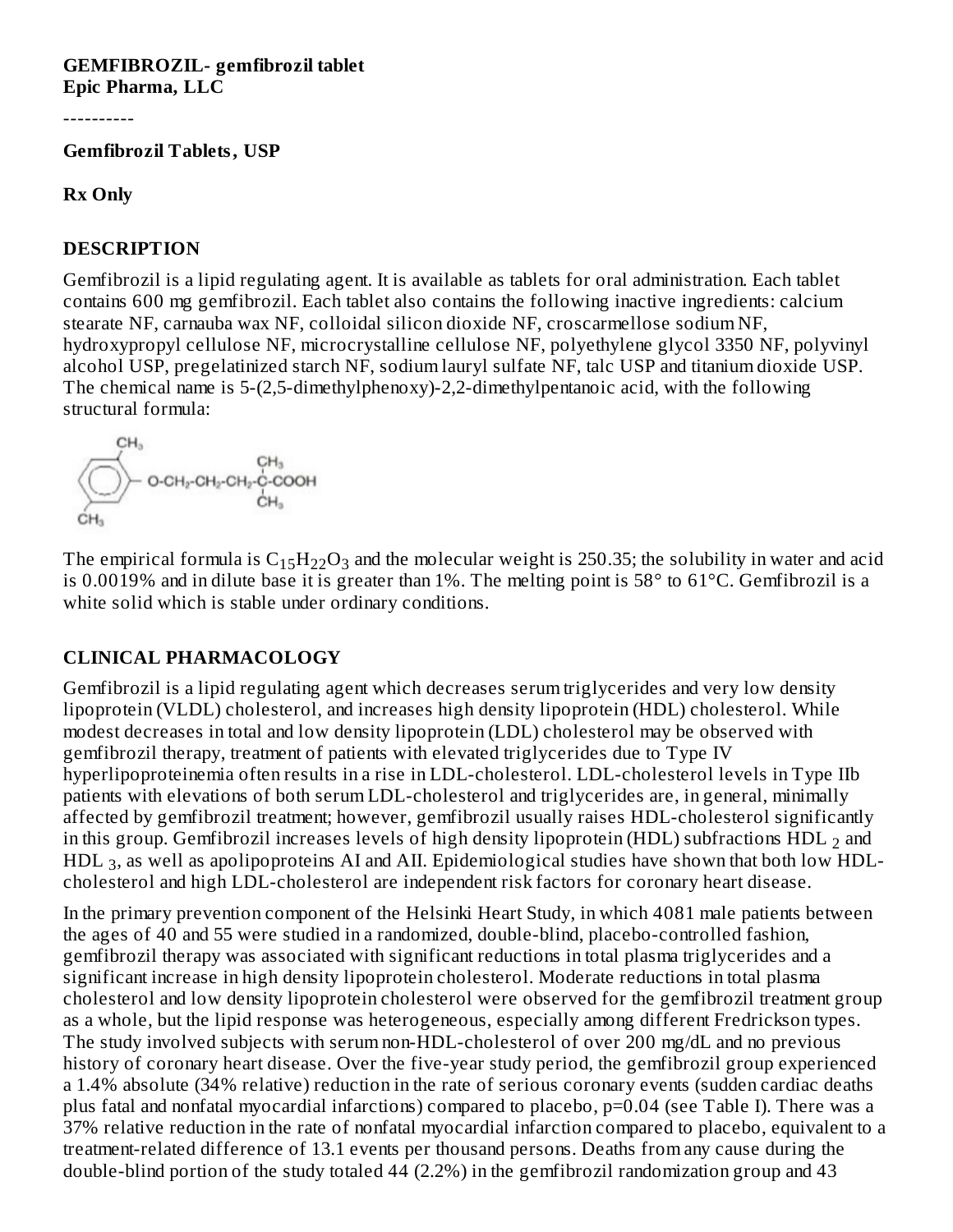**GEMFIBROZIL- gemfibrozil tablet**
**Epic Pharma, LLC**

----------

**Gemfibrozil Tablets, USP**

**Rx Only**

## DESCRIPTION

Gemfibrozil is a lipid regulating agent. It is available as tablets for oral administration. Each tablet contains 600 mg gemfibrozil. Each tablet also contains the following inactive ingredients: calcium stearate NF, carnauba wax NF, colloidal silicon dioxide NF, croscarmellose sodium NF, hydroxypropyl cellulose NF, microcrystalline cellulose NF, polyethylene glycol 3350 NF, polyvinyl alcohol USP, pregelatinized starch NF, sodium lauryl sulfate NF, talc USP and titanium dioxide USP. The chemical name is 5-(2,5-dimethylphenoxy)-2,2-dimethylpentanoic acid, with the following structural formula:

The empirical formula is $C_{15}H_{22}O_3$ and the molecular weight is 250.35; the solubility in water and acid is 0.0019% and in dilute base it is greater than 1%. The melting point is 58° to 61°C. Gemfibrozil is a white solid which is stable under ordinary conditions.

## CLINICAL PHARMACOLOGY

Gemfibrozil is a lipid regulating agent which decreases serum triglycerides and very low density lipoprotein (VLDL) cholesterol, and increases high density lipoprotein (HDL) cholesterol. While modest decreases in total and low density lipoprotein (LDL) cholesterol may be observed with gemfibrozil therapy, treatment of patients with elevated triglycerides due to Type IV hyperlipoproteinemia often results in a rise in LDL-cholesterol. LDL-cholesterol levels in Type IIb patients with elevations of both serum LDL-cholesterol and triglycerides are, in general, minimally affected by gemfibrozil treatment; however, gemfibrozil usually raises HDL-cholesterol significantly in this group. Gemfibrozil increases levels of high density lipoprotein (HDL) subfractions $HDL_2$ and $HDL_3$, as well as apolipoproteins AI and AII. Epidemiological studies have shown that both low HDL-cholesterol and high LDL-cholesterol are independent risk factors for coronary heart disease.

In the primary prevention component of the Helsinki Heart Study, in which 4081 male patients between the ages of 40 and 55 were studied in a randomized, double-blind, placebo-controlled fashion, gemfibrozil therapy was associated with significant reductions in total plasma triglycerides and a significant increase in high density lipoprotein cholesterol. Moderate reductions in total plasma cholesterol and low density lipoprotein cholesterol were observed for the gemfibrozil treatment group as a whole, but the lipid response was heterogeneous, especially among different Fredrickson types. The study involved subjects with serum non-HDL-cholesterol of over 200 mg/dL and no previous history of coronary heart disease. Over the five-year study period, the gemfibrozil group experienced a 1.4% absolute (34% relative) reduction in the rate of serious coronary events (sudden cardiac deaths plus fatal and nonfatal myocardial infarctions) compared to placebo, p=0.04 (see Table I). There was a 37% relative reduction in the rate of nonfatal myocardial infarction compared to placebo, equivalent to a treatment-related difference of 13.1 events per thousand persons. Deaths from any cause during the double-blind portion of the study totaled 44 (2.2%) in the gemfibrozil randomization group and 43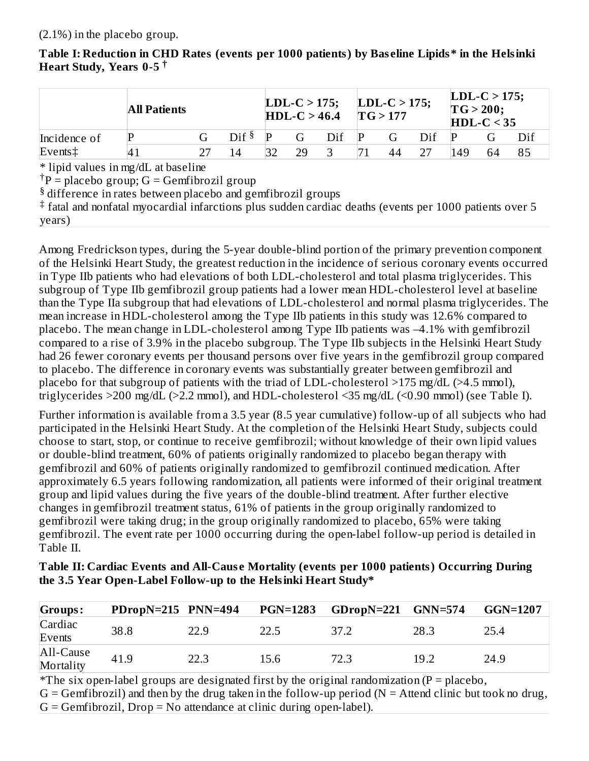(2.1%) in the placebo group.

**Table I: Reduction in CHD Rates (events per 1000 patients) by Baseline Lipids* in the Helsinki Heart Study, Years 0-5 †**

| | **All Patients** | | | **LDL-C > 175; HDL-C > 46.4** | | | **LDL-C > 175; TG > 177** | | | **LDL-C > 175; TG > 200; HDL-C < 35** | | |
|---|---|---|---|---|---|---|---|---|---|---|---|---|
| Incidence of Events‡ | P | G | Dif § | P | G | Dif | P | G | Dif | P | G | Dif |
| | 41 | 27 | 14 | 32 | 29 | 3 | 71 | 44 | 27 | 149 | 64 | 85 |

\* lipid values in mg/dL at baseline

†P = placebo group; G = Gemfibrozil group

§ difference in rates between placebo and gemfibrozil groups

‡ fatal and nonfatal myocardial infarctions plus sudden cardiac deaths (events per 1000 patients over 5 years)

Among Fredrickson types, during the 5-year double-blind portion of the primary prevention component of the Helsinki Heart Study, the greatest reduction in the incidence of serious coronary events occurred in Type IIb patients who had elevations of both LDL-cholesterol and total plasma triglycerides. This subgroup of Type IIb gemfibrozil group patients had a lower mean HDL-cholesterol level at baseline than the Type IIa subgroup that had elevations of LDL-cholesterol and normal plasma triglycerides. The mean increase in HDL-cholesterol among the Type IIb patients in this study was 12.6% compared to placebo. The mean change in LDL-cholesterol among Type IIb patients was –4.1% with gemfibrozil compared to a rise of 3.9% in the placebo subgroup. The Type IIb subjects in the Helsinki Heart Study had 26 fewer coronary events per thousand persons over five years in the gemfibrozil group compared to placebo. The difference in coronary events was substantially greater between gemfibrozil and placebo for that subgroup of patients with the triad of LDL-cholesterol >175 mg/dL (>4.5 mmol), triglycerides >200 mg/dL (>2.2 mmol), and HDL-cholesterol <35 mg/dL (<0.90 mmol) (see Table I).

Further information is available from a 3.5 year (8.5 year cumulative) follow-up of all subjects who had participated in the Helsinki Heart Study. At the completion of the Helsinki Heart Study, subjects could choose to start, stop, or continue to receive gemfibrozil; without knowledge of their own lipid values or double-blind treatment, 60% of patients originally randomized to placebo began therapy with gemfibrozil and 60% of patients originally randomized to gemfibrozil continued medication. After approximately 6.5 years following randomization, all patients were informed of their original treatment group and lipid values during the five years of the double-blind treatment. After further elective changes in gemfibrozil treatment status, 61% of patients in the group originally randomized to gemfibrozil were taking drug; in the group originally randomized to placebo, 65% were taking gemfibrozil. The event rate per 1000 occurring during the open-label follow-up period is detailed in Table II.

**Table II: Cardiac Events and All-Cause Mortality (events per 1000 patients) Occurring During the 3.5 Year Open-Label Follow-up to the Helsinki Heart Study***

| **Groups:** | **PDropN=215** | **PNN=494** | **PGN=1283** | **GDropN=221** | **GNN=574** | **GGN=1207** |
|---|---|---|---|---|---|---|
| Cardiac Events | 38.8 | 22.9 | 22.5 | 37.2 | 28.3 | 25.4 |
| All-Cause Mortality | 41.9 | 22.3 | 15.6 | 72.3 | 19.2 | 24.9 |

*The six open-label groups are designated first by the original randomization (P = placebo, G = Gemfibrozil) and then by the drug taken in the follow-up period (N = Attend clinic but took no drug, G = Gemfibrozil, Drop = No attendance at clinic during open-label).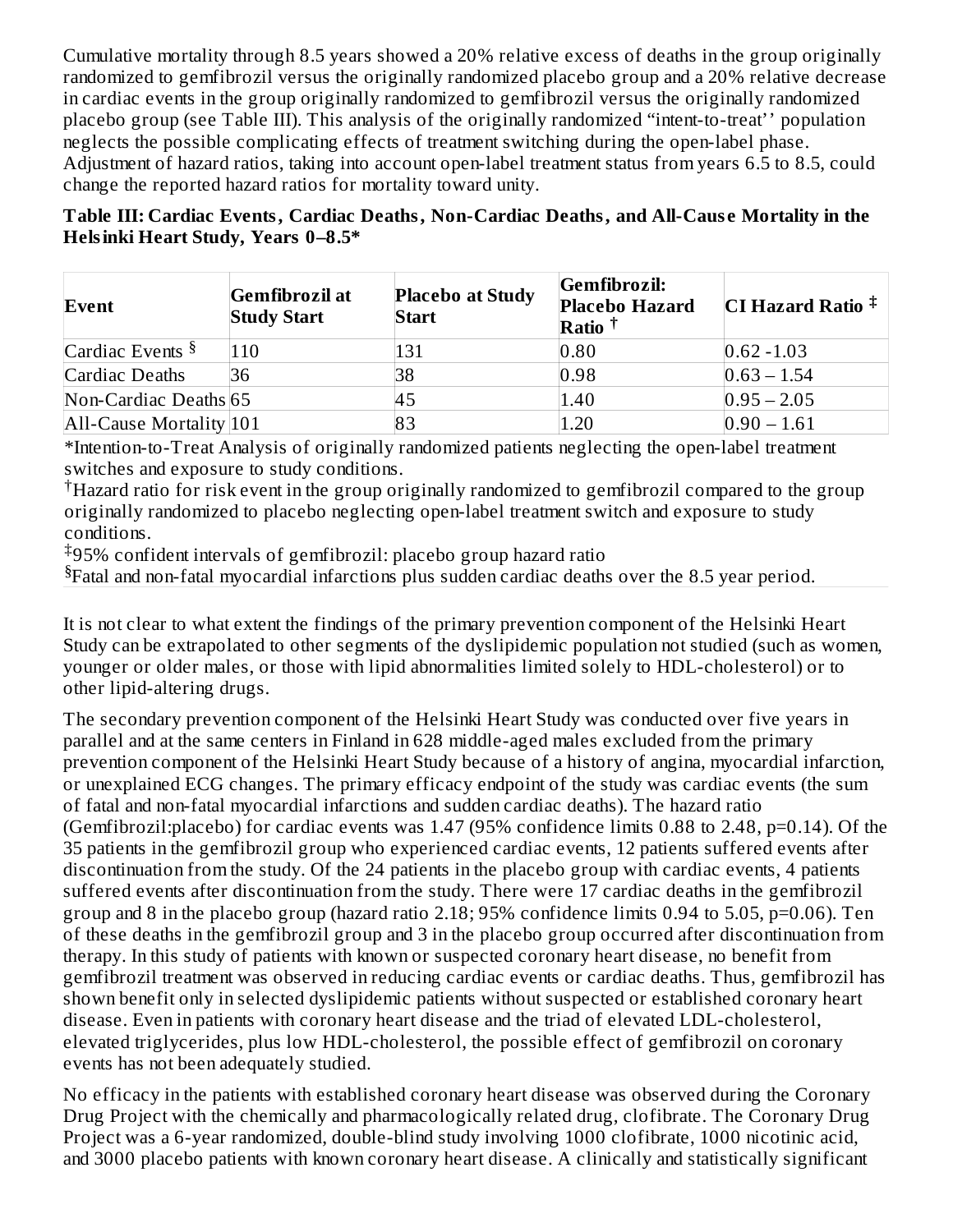Cumulative mortality through 8.5 years showed a 20% relative excess of deaths in the group originally randomized to gemfibrozil versus the originally randomized placebo group and a 20% relative decrease in cardiac events in the group originally randomized to gemfibrozil versus the originally randomized placebo group (see Table III). This analysis of the originally randomized "intent-to-treat'' population neglects the possible complicating effects of treatment switching during the open-label phase. Adjustment of hazard ratios, taking into account open-label treatment status from years 6.5 to 8.5, could change the reported hazard ratios for mortality toward unity.

**Table III: Cardiac Events, Cardiac Deaths, Non-Cardiac Deaths, and All-Cause Mortality in the Helsinki Heart Study, Years 0–8.5***

| Event | Gemfibrozil at Study Start | Placebo at Study Start | Gemfibrozil: Placebo Hazard Ratio † | CI Hazard Ratio ‡ |
|---|---|---|---|---|
| Cardiac Events § | 110 | 131 | 0.80 | 0.62 -1.03 |
| Cardiac Deaths | 36 | 38 | 0.98 | 0.63 – 1.54 |
| Non-Cardiac Deaths | 65 | 45 | 1.40 | 0.95 – 2.05 |
| All-Cause Mortality | 101 | 83 | 1.20 | 0.90 – 1.61 |

*Intention-to-Treat Analysis of originally randomized patients neglecting the open-label treatment switches and exposure to study conditions.

†Hazard ratio for risk event in the group originally randomized to gemfibrozil compared to the group originally randomized to placebo neglecting open-label treatment switch and exposure to study conditions.

‡95% confident intervals of gemfibrozil: placebo group hazard ratio

§Fatal and non-fatal myocardial infarctions plus sudden cardiac deaths over the 8.5 year period.

It is not clear to what extent the findings of the primary prevention component of the Helsinki Heart Study can be extrapolated to other segments of the dyslipidemic population not studied (such as women, younger or older males, or those with lipid abnormalities limited solely to HDL-cholesterol) or to other lipid-altering drugs.

The secondary prevention component of the Helsinki Heart Study was conducted over five years in parallel and at the same centers in Finland in 628 middle-aged males excluded from the primary prevention component of the Helsinki Heart Study because of a history of angina, myocardial infarction, or unexplained ECG changes. The primary efficacy endpoint of the study was cardiac events (the sum of fatal and non-fatal myocardial infarctions and sudden cardiac deaths). The hazard ratio (Gemfibrozil:placebo) for cardiac events was 1.47 (95% confidence limits 0.88 to 2.48, p=0.14). Of the 35 patients in the gemfibrozil group who experienced cardiac events, 12 patients suffered events after discontinuation from the study. Of the 24 patients in the placebo group with cardiac events, 4 patients suffered events after discontinuation from the study. There were 17 cardiac deaths in the gemfibrozil group and 8 in the placebo group (hazard ratio 2.18; 95% confidence limits 0.94 to 5.05, p=0.06). Ten of these deaths in the gemfibrozil group and 3 in the placebo group occurred after discontinuation from therapy. In this study of patients with known or suspected coronary heart disease, no benefit from gemfibrozil treatment was observed in reducing cardiac events or cardiac deaths. Thus, gemfibrozil has shown benefit only in selected dyslipidemic patients without suspected or established coronary heart disease. Even in patients with coronary heart disease and the triad of elevated LDL-cholesterol, elevated triglycerides, plus low HDL-cholesterol, the possible effect of gemfibrozil on coronary events has not been adequately studied.

No efficacy in the patients with established coronary heart disease was observed during the Coronary Drug Project with the chemically and pharmacologically related drug, clofibrate. The Coronary Drug Project was a 6-year randomized, double-blind study involving 1000 clofibrate, 1000 nicotinic acid, and 3000 placebo patients with known coronary heart disease. A clinically and statistically significant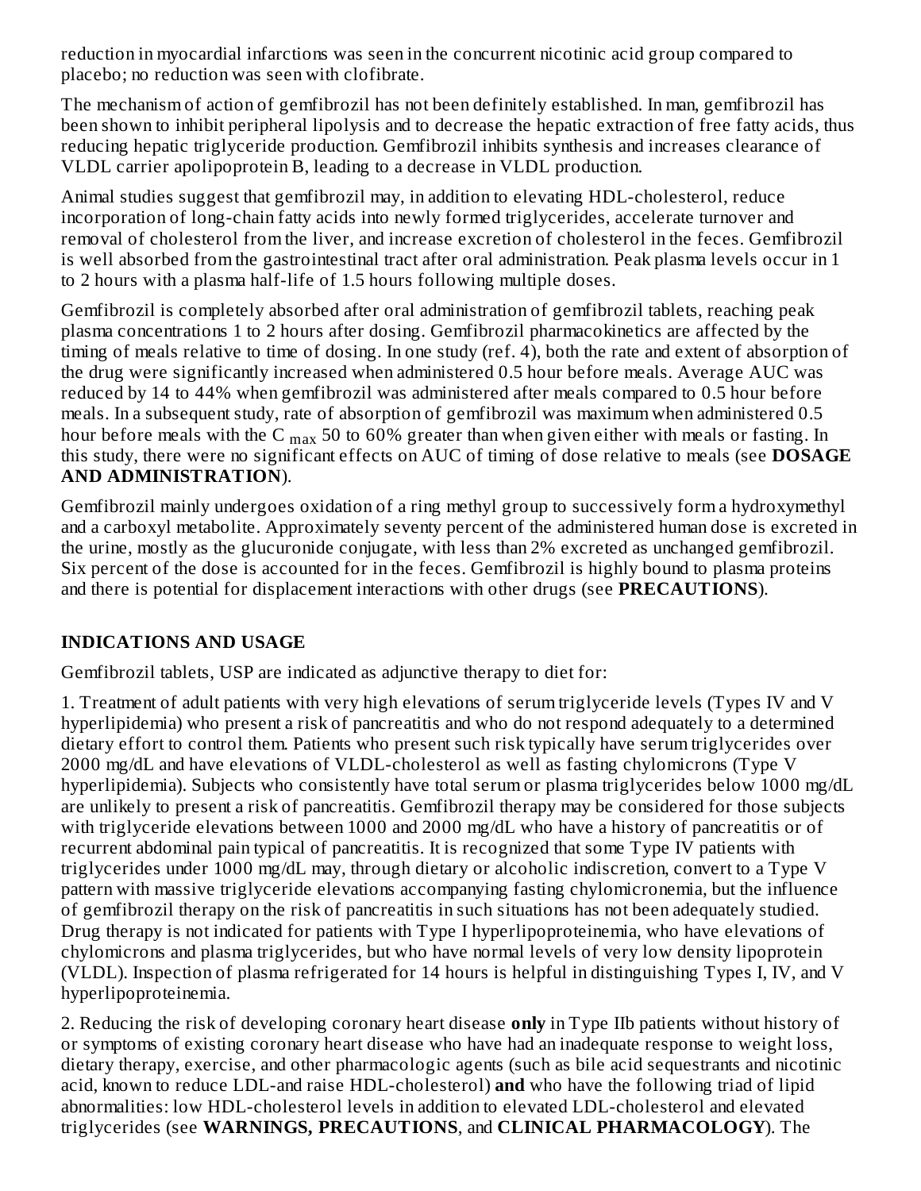reduction in myocardial infarctions was seen in the concurrent nicotinic acid group compared to placebo; no reduction was seen with clofibrate.

The mechanism of action of gemfibrozil has not been definitely established. In man, gemfibrozil has been shown to inhibit peripheral lipolysis and to decrease the hepatic extraction of free fatty acids, thus reducing hepatic triglyceride production. Gemfibrozil inhibits synthesis and increases clearance of VLDL carrier apolipoprotein B, leading to a decrease in VLDL production.

Animal studies suggest that gemfibrozil may, in addition to elevating HDL-cholesterol, reduce incorporation of long-chain fatty acids into newly formed triglycerides, accelerate turnover and removal of cholesterol from the liver, and increase excretion of cholesterol in the feces. Gemfibrozil is well absorbed from the gastrointestinal tract after oral administration. Peak plasma levels occur in 1 to 2 hours with a plasma half-life of 1.5 hours following multiple doses.

Gemfibrozil is completely absorbed after oral administration of gemfibrozil tablets, reaching peak plasma concentrations 1 to 2 hours after dosing. Gemfibrozil pharmacokinetics are affected by the timing of meals relative to time of dosing. In one study (ref. 4), both the rate and extent of absorption of the drug were significantly increased when administered 0.5 hour before meals. Average AUC was reduced by 14 to 44% when gemfibrozil was administered after meals compared to 0.5 hour before meals. In a subsequent study, rate of absorption of gemfibrozil was maximum when administered 0.5 hour before meals with the $C_{max}$ 50 to 60% greater than when given either with meals or fasting. In this study, there were no significant effects on AUC of timing of dose relative to meals (see **DOSAGE AND ADMINISTRATION**).

Gemfibrozil mainly undergoes oxidation of a ring methyl group to successively form a hydroxymethyl and a carboxyl metabolite. Approximately seventy percent of the administered human dose is excreted in the urine, mostly as the glucuronide conjugate, with less than 2% excreted as unchanged gemfibrozil. Six percent of the dose is accounted for in the feces. Gemfibrozil is highly bound to plasma proteins and there is potential for displacement interactions with other drugs (see **PRECAUTIONS**).

## INDICATIONS AND USAGE

Gemfibrozil tablets, USP are indicated as adjunctive therapy to diet for:

1. Treatment of adult patients with very high elevations of serum triglyceride levels (Types IV and V hyperlipidemia) who present a risk of pancreatitis and who do not respond adequately to a determined dietary effort to control them. Patients who present such risk typically have serum triglycerides over 2000 mg/dL and have elevations of VLDL-cholesterol as well as fasting chylomicrons (Type V hyperlipidemia). Subjects who consistently have total serum or plasma triglycerides below 1000 mg/dL are unlikely to present a risk of pancreatitis. Gemfibrozil therapy may be considered for those subjects with triglyceride elevations between 1000 and 2000 mg/dL who have a history of pancreatitis or of recurrent abdominal pain typical of pancreatitis. It is recognized that some Type IV patients with triglycerides under 1000 mg/dL may, through dietary or alcoholic indiscretion, convert to a Type V pattern with massive triglyceride elevations accompanying fasting chylomicronemia, but the influence of gemfibrozil therapy on the risk of pancreatitis in such situations has not been adequately studied. Drug therapy is not indicated for patients with Type I hyperlipoproteinemia, who have elevations of chylomicrons and plasma triglycerides, but who have normal levels of very low density lipoprotein (VLDL). Inspection of plasma refrigerated for 14 hours is helpful in distinguishing Types I, IV, and V hyperlipoproteinemia.

2. Reducing the risk of developing coronary heart disease **only** in Type IIb patients without history of or symptoms of existing coronary heart disease who have had an inadequate response to weight loss, dietary therapy, exercise, and other pharmacologic agents (such as bile acid sequestrants and nicotinic acid, known to reduce LDL-and raise HDL-cholesterol) **and** who have the following triad of lipid abnormalities: low HDL-cholesterol levels in addition to elevated LDL-cholesterol and elevated triglycerides (see **WARNINGS, PRECAUTIONS**, and **CLINICAL PHARMACOLOGY**). The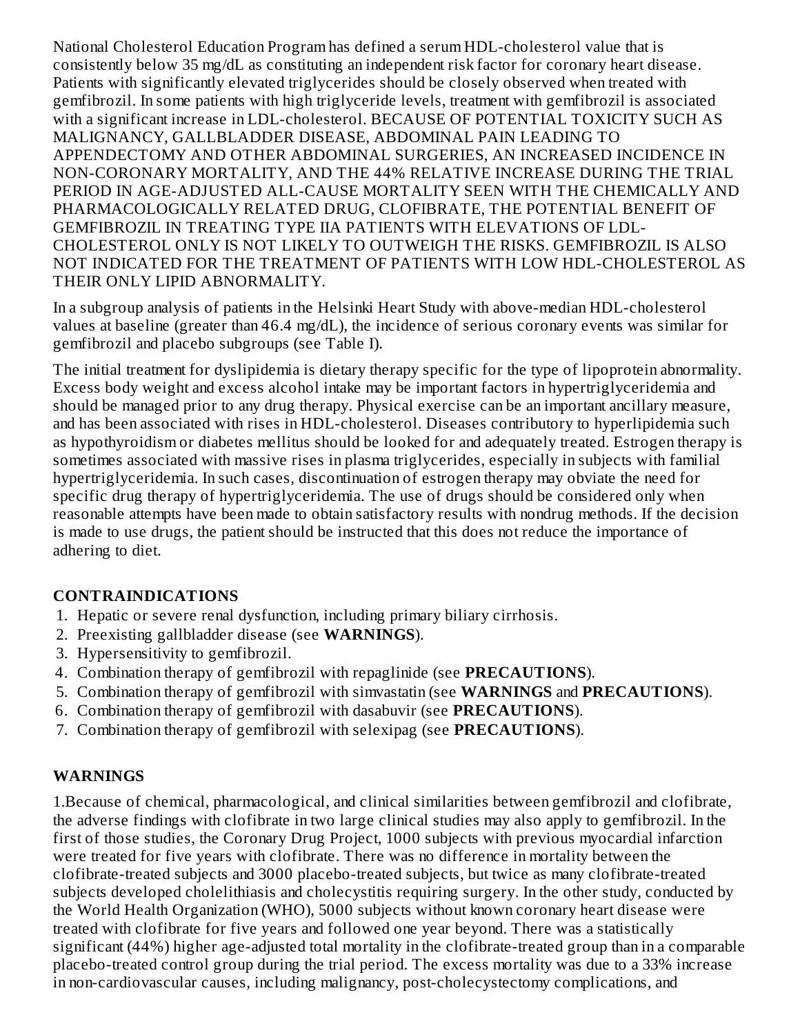National Cholesterol Education Program has defined a serum HDL-cholesterol value that is consistently below 35 mg/dL as constituting an independent risk factor for coronary heart disease. Patients with significantly elevated triglycerides should be closely observed when treated with gemfibrozil. In some patients with high triglyceride levels, treatment with gemfibrozil is associated with a significant increase in LDL-cholesterol. BECAUSE OF POTENTIAL TOXICITY SUCH AS MALIGNANCY, GALLBLADDER DISEASE, ABDOMINAL PAIN LEADING TO APPENDECTOMY AND OTHER ABDOMINAL SURGERIES, AN INCREASED INCIDENCE IN NON-CORONARY MORTALITY, AND THE 44% RELATIVE INCREASE DURING THE TRIAL PERIOD IN AGE-ADJUSTED ALL-CAUSE MORTALITY SEEN WITH THE CHEMICALLY AND PHARMACOLOGICALLY RELATED DRUG, CLOFIBRATE, THE POTENTIAL BENEFIT OF GEMFIBROZIL IN TREATING TYPE IIA PATIENTS WITH ELEVATIONS OF LDL-CHOLESTEROL ONLY IS NOT LIKELY TO OUTWEIGH THE RISKS. GEMFIBROZIL IS ALSO NOT INDICATED FOR THE TREATMENT OF PATIENTS WITH LOW HDL-CHOLESTEROL AS THEIR ONLY LIPID ABNORMALITY.

In a subgroup analysis of patients in the Helsinki Heart Study with above-median HDL-cholesterol values at baseline (greater than 46.4 mg/dL), the incidence of serious coronary events was similar for gemfibrozil and placebo subgroups (see Table I).

The initial treatment for dyslipidemia is dietary therapy specific for the type of lipoprotein abnormality. Excess body weight and excess alcohol intake may be important factors in hypertriglyceridemia and should be managed prior to any drug therapy. Physical exercise can be an important ancillary measure, and has been associated with rises in HDL-cholesterol. Diseases contributory to hyperlipidemia such as hypothyroidism or diabetes mellitus should be looked for and adequately treated. Estrogen therapy is sometimes associated with massive rises in plasma triglycerides, especially in subjects with familial hypertriglyceridemia. In such cases, discontinuation of estrogen therapy may obviate the need for specific drug therapy of hypertriglyceridemia. The use of drugs should be considered only when reasonable attempts have been made to obtain satisfactory results with nondrug methods. If the decision is made to use drugs, the patient should be instructed that this does not reduce the importance of adhering to diet.

## CONTRAINDICATIONS

1. Hepatic or severe renal dysfunction, including primary biliary cirrhosis.
2. Preexisting gallbladder disease (see **WARNINGS**).
3. Hypersensitivity to gemfibrozil.
4. Combination therapy of gemfibrozil with repaglinide (see **PRECAUTIONS**).
5. Combination therapy of gemfibrozil with simvastatin (see **WARNINGS** and **PRECAUTIONS**).
6. Combination therapy of gemfibrozil with dasabuvir (see **PRECAUTIONS**).
7. Combination therapy of gemfibrozil with selexipag (see **PRECAUTIONS**).

## WARNINGS

1.Because of chemical, pharmacological, and clinical similarities between gemfibrozil and clofibrate, the adverse findings with clofibrate in two large clinical studies may also apply to gemfibrozil. In the first of those studies, the Coronary Drug Project, 1000 subjects with previous myocardial infarction were treated for five years with clofibrate. There was no difference in mortality between the clofibrate-treated subjects and 3000 placebo-treated subjects, but twice as many clofibrate-treated subjects developed cholelithiasis and cholecystitis requiring surgery. In the other study, conducted by the World Health Organization (WHO), 5000 subjects without known coronary heart disease were treated with clofibrate for five years and followed one year beyond. There was a statistically significant (44%) higher age-adjusted total mortality in the clofibrate-treated group than in a comparable placebo-treated control group during the trial period. The excess mortality was due to a 33% increase in non-cardiovascular causes, including malignancy, post-cholecystectomy complications, and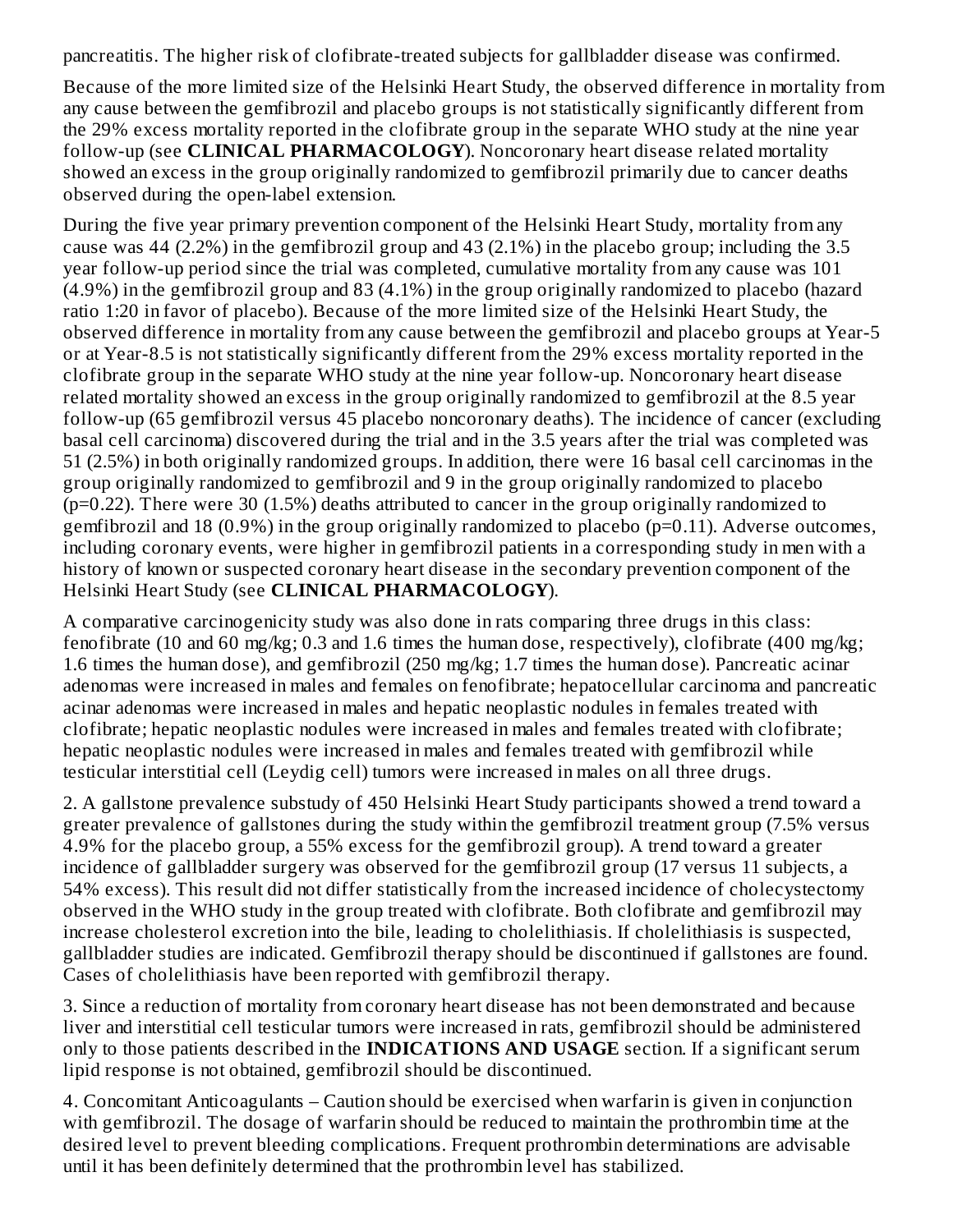pancreatitis. The higher risk of clofibrate-treated subjects for gallbladder disease was confirmed.

Because of the more limited size of the Helsinki Heart Study, the observed difference in mortality from any cause between the gemfibrozil and placebo groups is not statistically significantly different from the 29% excess mortality reported in the clofibrate group in the separate WHO study at the nine year follow-up (see **CLINICAL PHARMACOLOGY**). Noncoronary heart disease related mortality showed an excess in the group originally randomized to gemfibrozil primarily due to cancer deaths observed during the open-label extension.

During the five year primary prevention component of the Helsinki Heart Study, mortality from any cause was 44 (2.2%) in the gemfibrozil group and 43 (2.1%) in the placebo group; including the 3.5 year follow-up period since the trial was completed, cumulative mortality from any cause was 101 (4.9%) in the gemfibrozil group and 83 (4.1%) in the group originally randomized to placebo (hazard ratio 1:20 in favor of placebo). Because of the more limited size of the Helsinki Heart Study, the observed difference in mortality from any cause between the gemfibrozil and placebo groups at Year-5 or at Year-8.5 is not statistically significantly different from the 29% excess mortality reported in the clofibrate group in the separate WHO study at the nine year follow-up. Noncoronary heart disease related mortality showed an excess in the group originally randomized to gemfibrozil at the 8.5 year follow-up (65 gemfibrozil versus 45 placebo noncoronary deaths). The incidence of cancer (excluding basal cell carcinoma) discovered during the trial and in the 3.5 years after the trial was completed was 51 (2.5%) in both originally randomized groups. In addition, there were 16 basal cell carcinomas in the group originally randomized to gemfibrozil and 9 in the group originally randomized to placebo ($p=0.22$). There were 30 (1.5%) deaths attributed to cancer in the group originally randomized to gemfibrozil and 18 (0.9%) in the group originally randomized to placebo ($p=0.11$). Adverse outcomes, including coronary events, were higher in gemfibrozil patients in a corresponding study in men with a history of known or suspected coronary heart disease in the secondary prevention component of the Helsinki Heart Study (see **CLINICAL PHARMACOLOGY**).

A comparative carcinogenicity study was also done in rats comparing three drugs in this class: fenofibrate (10 and 60 mg/kg; 0.3 and 1.6 times the human dose, respectively), clofibrate (400 mg/kg; 1.6 times the human dose), and gemfibrozil (250 mg/kg; 1.7 times the human dose). Pancreatic acinar adenomas were increased in males and females on fenofibrate; hepatocellular carcinoma and pancreatic acinar adenomas were increased in males and hepatic neoplastic nodules in females treated with clofibrate; hepatic neoplastic nodules were increased in males and females treated with clofibrate; hepatic neoplastic nodules were increased in males and females treated with gemfibrozil while testicular interstitial cell (Leydig cell) tumors were increased in males on all three drugs.

2. A gallstone prevalence substudy of 450 Helsinki Heart Study participants showed a trend toward a greater prevalence of gallstones during the study within the gemfibrozil treatment group (7.5% versus 4.9% for the placebo group, a 55% excess for the gemfibrozil group). A trend toward a greater incidence of gallbladder surgery was observed for the gemfibrozil group (17 versus 11 subjects, a 54% excess). This result did not differ statistically from the increased incidence of cholecystectomy observed in the WHO study in the group treated with clofibrate. Both clofibrate and gemfibrozil may increase cholesterol excretion into the bile, leading to cholelithiasis. If cholelithiasis is suspected, gallbladder studies are indicated. Gemfibrozil therapy should be discontinued if gallstones are found. Cases of cholelithiasis have been reported with gemfibrozil therapy.

3. Since a reduction of mortality from coronary heart disease has not been demonstrated and because liver and interstitial cell testicular tumors were increased in rats, gemfibrozil should be administered only to those patients described in the **INDICATIONS AND USAGE** section. If a significant serum lipid response is not obtained, gemfibrozil should be discontinued.

4. Concomitant Anticoagulants – Caution should be exercised when warfarin is given in conjunction with gemfibrozil. The dosage of warfarin should be reduced to maintain the prothrombin time at the desired level to prevent bleeding complications. Frequent prothrombin determinations are advisable until it has been definitely determined that the prothrombin level has stabilized.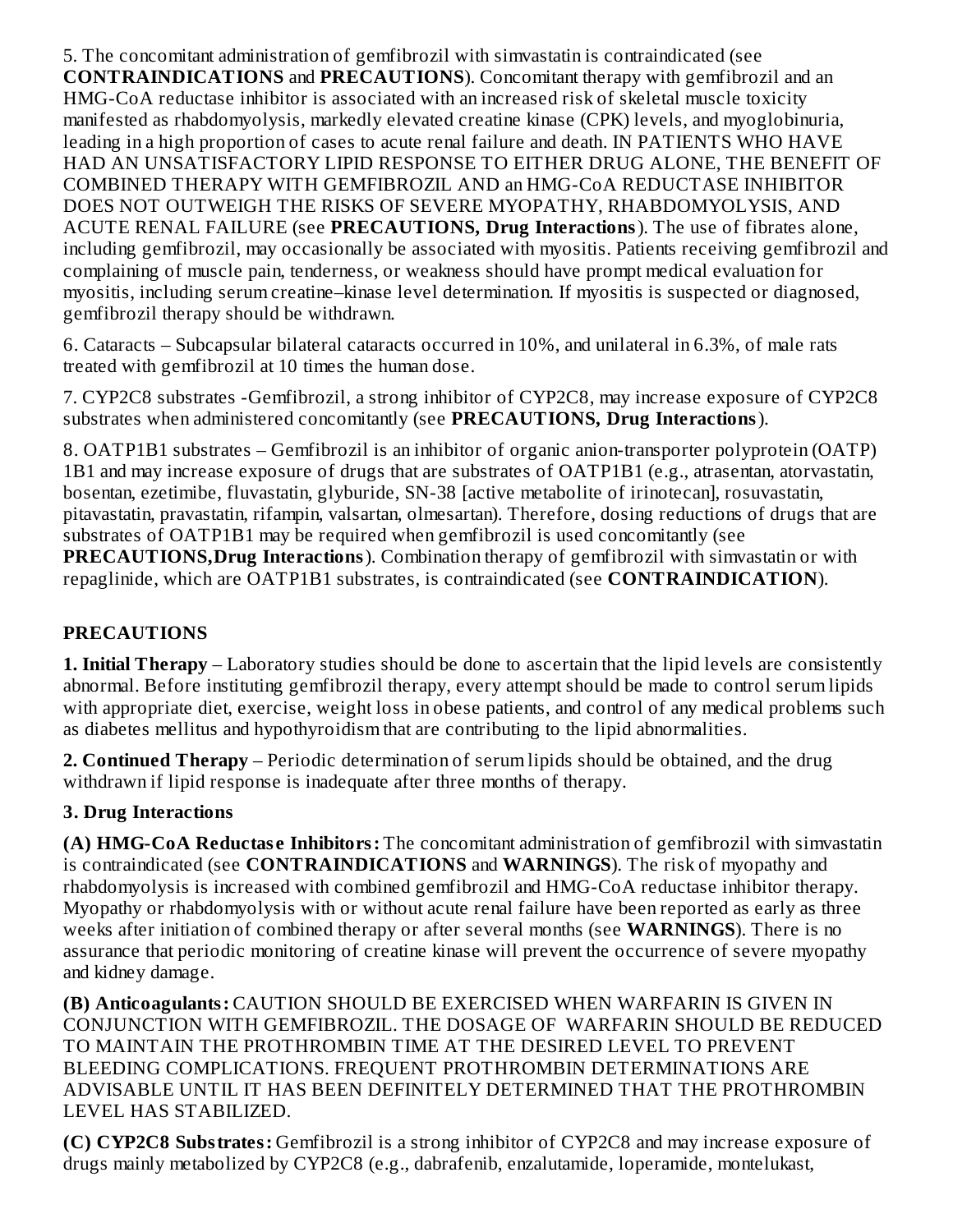5. The concomitant administration of gemfibrozil with simvastatin is contraindicated (see **CONTRAINDICATIONS** and **PRECAUTIONS**). Concomitant therapy with gemfibrozil and an HMG-CoA reductase inhibitor is associated with an increased risk of skeletal muscle toxicity manifested as rhabdomyolysis, markedly elevated creatine kinase (CPK) levels, and myoglobinuria, leading in a high proportion of cases to acute renal failure and death. IN PATIENTS WHO HAVE HAD AN UNSATISFACTORY LIPID RESPONSE TO EITHER DRUG ALONE, THE BENEFIT OF COMBINED THERAPY WITH GEMFIBROZIL AND an HMG-CoA REDUCTASE INHIBITOR DOES NOT OUTWEIGH THE RISKS OF SEVERE MYOPATHY, RHABDOMYOLYSIS, AND ACUTE RENAL FAILURE (see **PRECAUTIONS, Drug Interactions**). The use of fibrates alone, including gemfibrozil, may occasionally be associated with myositis. Patients receiving gemfibrozil and complaining of muscle pain, tenderness, or weakness should have prompt medical evaluation for myositis, including serum creatine–kinase level determination. If myositis is suspected or diagnosed, gemfibrozil therapy should be withdrawn.

6. Cataracts – Subcapsular bilateral cataracts occurred in 10%, and unilateral in 6.3%, of male rats treated with gemfibrozil at 10 times the human dose.

7. CYP2C8 substrates -Gemfibrozil, a strong inhibitor of CYP2C8, may increase exposure of CYP2C8 substrates when administered concomitantly (see **PRECAUTIONS, Drug Interactions**).

8. OATP1B1 substrates – Gemfibrozil is an inhibitor of organic anion-transporter polyprotein (OATP) 1B1 and may increase exposure of drugs that are substrates of OATP1B1 (e.g., atrasentan, atorvastatin, bosentan, ezetimibe, fluvastatin, glyburide, SN-38 [active metabolite of irinotecan], rosuvastatin, pitavastatin, pravastatin, rifampin, valsartan, olmesartan). Therefore, dosing reductions of drugs that are substrates of OATP1B1 may be required when gemfibrozil is used concomitantly (see **PRECAUTIONS,Drug Interactions**). Combination therapy of gemfibrozil with simvastatin or with repaglinide, which are OATP1B1 substrates, is contraindicated (see **CONTRAINDICATION**).

## PRECAUTIONS

**1. Initial Therapy** – Laboratory studies should be done to ascertain that the lipid levels are consistently abnormal. Before instituting gemfibrozil therapy, every attempt should be made to control serum lipids with appropriate diet, exercise, weight loss in obese patients, and control of any medical problems such as diabetes mellitus and hypothyroidism that are contributing to the lipid abnormalities.

**2. Continued Therapy** – Periodic determination of serum lipids should be obtained, and the drug withdrawn if lipid response is inadequate after three months of therapy.

**3. Drug Interactions**

**(A) HMG-CoA Reductase Inhibitors:** The concomitant administration of gemfibrozil with simvastatin is contraindicated (see **CONTRAINDICATIONS** and **WARNINGS**). The risk of myopathy and rhabdomyolysis is increased with combined gemfibrozil and HMG-CoA reductase inhibitor therapy. Myopathy or rhabdomyolysis with or without acute renal failure have been reported as early as three weeks after initiation of combined therapy or after several months (see **WARNINGS**). There is no assurance that periodic monitoring of creatine kinase will prevent the occurrence of severe myopathy and kidney damage.

**(B) Anticoagulants:** CAUTION SHOULD BE EXERCISED WHEN WARFARIN IS GIVEN IN CONJUNCTION WITH GEMFIBROZIL. THE DOSAGE OF WARFARIN SHOULD BE REDUCED TO MAINTAIN THE PROTHROMBIN TIME AT THE DESIRED LEVEL TO PREVENT BLEEDING COMPLICATIONS. FREQUENT PROTHROMBIN DETERMINATIONS ARE ADVISABLE UNTIL IT HAS BEEN DEFINITELY DETERMINED THAT THE PROTHROMBIN LEVEL HAS STABILIZED.

**(C) CYP2C8 Substrates:** Gemfibrozil is a strong inhibitor of CYP2C8 and may increase exposure of drugs mainly metabolized by CYP2C8 (e.g., dabrafenib, enzalutamide, loperamide, montelukast,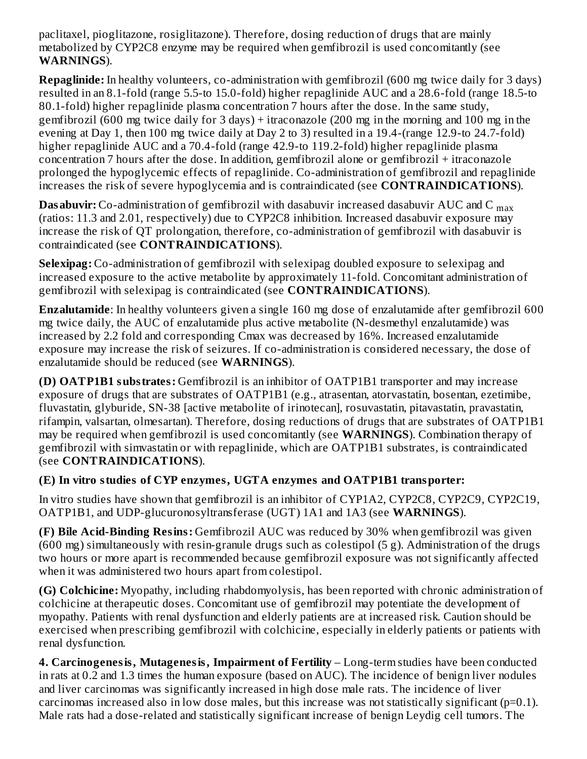paclitaxel, pioglitazone, rosiglitazone). Therefore, dosing reduction of drugs that are mainly metabolized by CYP2C8 enzyme may be required when gemfibrozil is used concomitantly (see **WARNINGS**).

**Repaglinide:** In healthy volunteers, co-administration with gemfibrozil (600 mg twice daily for 3 days) resulted in an 8.1-fold (range 5.5-to 15.0-fold) higher repaglinide AUC and a 28.6-fold (range 18.5-to 80.1-fold) higher repaglinide plasma concentration 7 hours after the dose. In the same study, gemfibrozil (600 mg twice daily for 3 days) + itraconazole (200 mg in the morning and 100 mg in the evening at Day 1, then 100 mg twice daily at Day 2 to 3) resulted in a 19.4-(range 12.9-to 24.7-fold) higher repaglinide AUC and a 70.4-fold (range 42.9-to 119.2-fold) higher repaglinide plasma concentration 7 hours after the dose. In addition, gemfibrozil alone or gemfibrozil + itraconazole prolonged the hypoglycemic effects of repaglinide. Co-administration of gemfibrozil and repaglinide increases the risk of severe hypoglycemia and is contraindicated (see **CONTRAINDICATIONS**).

**Dasabuvir:** Co-administration of gemfibrozil with dasabuvir increased dasabuvir AUC and $C_{max}$ (ratios: 11.3 and 2.01, respectively) due to CYP2C8 inhibition. Increased dasabuvir exposure may increase the risk of QT prolongation, therefore, co-administration of gemfibrozil with dasabuvir is contraindicated (see **CONTRAINDICATIONS**).

**Selexipag:** Co-administration of gemfibrozil with selexipag doubled exposure to selexipag and increased exposure to the active metabolite by approximately 11-fold. Concomitant administration of gemfibrozil with selexipag is contraindicated (see **CONTRAINDICATIONS**).

**Enzalutamide**: In healthy volunteers given a single 160 mg dose of enzalutamide after gemfibrozil 600 mg twice daily, the AUC of enzalutamide plus active metabolite (N-desmethyl enzalutamide) was increased by 2.2 fold and corresponding Cmax was decreased by 16%. Increased enzalutamide exposure may increase the risk of seizures. If co-administration is considered necessary, the dose of enzalutamide should be reduced (see **WARNINGS**).

**(D) OATP1B1 substrates:** Gemfibrozil is an inhibitor of OATP1B1 transporter and may increase exposure of drugs that are substrates of OATP1B1 (e.g., atrasentan, atorvastatin, bosentan, ezetimibe, fluvastatin, glyburide, SN-38 [active metabolite of irinotecan], rosuvastatin, pitavastatin, pravastatin, rifampin, valsartan, olmesartan). Therefore, dosing reductions of drugs that are substrates of OATP1B1 may be required when gemfibrozil is used concomitantly (see **WARNINGS**). Combination therapy of gemfibrozil with simvastatin or with repaglinide, which are OATP1B1 substrates, is contraindicated (see **CONTRAINDICATIONS**).

**(E) In vitro studies of CYP enzymes, UGTA enzymes and OATP1B1 transporter:**

In vitro studies have shown that gemfibrozil is an inhibitor of CYP1A2, CYP2C8, CYP2C9, CYP2C19, OATP1B1, and UDP-glucuronosyltransferase (UGT) 1A1 and 1A3 (see **WARNINGS**).

**(F) Bile Acid-Binding Resins:** Gemfibrozil AUC was reduced by 30% when gemfibrozil was given (600 mg) simultaneously with resin-granule drugs such as colestipol (5 g). Administration of the drugs two hours or more apart is recommended because gemfibrozil exposure was not significantly affected when it was administered two hours apart from colestipol.

**(G) Colchicine:** Myopathy, including rhabdomyolysis, has been reported with chronic administration of colchicine at therapeutic doses. Concomitant use of gemfibrozil may potentiate the development of myopathy. Patients with renal dysfunction and elderly patients are at increased risk. Caution should be exercised when prescribing gemfibrozil with colchicine, especially in elderly patients or patients with renal dysfunction.

**4. Carcinogenesis, Mutagenesis, Impairment of Fertility** – Long-term studies have been conducted in rats at 0.2 and 1.3 times the human exposure (based on AUC). The incidence of benign liver nodules and liver carcinomas was significantly increased in high dose male rats. The incidence of liver carcinomas increased also in low dose males, but this increase was not statistically significant ($p=0.1$). Male rats had a dose-related and statistically significant increase of benign Leydig cell tumors. The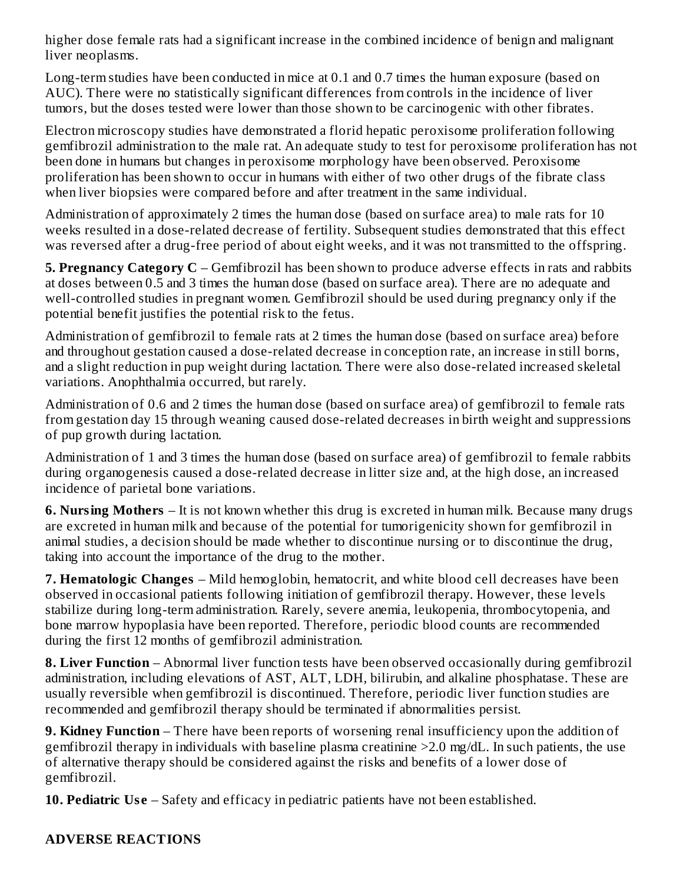higher dose female rats had a significant increase in the combined incidence of benign and malignant liver neoplasms.

Long-term studies have been conducted in mice at 0.1 and 0.7 times the human exposure (based on AUC). There were no statistically significant differences from controls in the incidence of liver tumors, but the doses tested were lower than those shown to be carcinogenic with other fibrates.

Electron microscopy studies have demonstrated a florid hepatic peroxisome proliferation following gemfibrozil administration to the male rat. An adequate study to test for peroxisome proliferation has not been done in humans but changes in peroxisome morphology have been observed. Peroxisome proliferation has been shown to occur in humans with either of two other drugs of the fibrate class when liver biopsies were compared before and after treatment in the same individual.

Administration of approximately 2 times the human dose (based on surface area) to male rats for 10 weeks resulted in a dose-related decrease of fertility. Subsequent studies demonstrated that this effect was reversed after a drug-free period of about eight weeks, and it was not transmitted to the offspring.

**5. Pregnancy Category C** – Gemfibrozil has been shown to produce adverse effects in rats and rabbits at doses between 0.5 and 3 times the human dose (based on surface area). There are no adequate and well-controlled studies in pregnant women. Gemfibrozil should be used during pregnancy only if the potential benefit justifies the potential risk to the fetus.

Administration of gemfibrozil to female rats at 2 times the human dose (based on surface area) before and throughout gestation caused a dose-related decrease in conception rate, an increase in still borns, and a slight reduction in pup weight during lactation. There were also dose-related increased skeletal variations. Anophthalmia occurred, but rarely.

Administration of 0.6 and 2 times the human dose (based on surface area) of gemfibrozil to female rats from gestation day 15 through weaning caused dose-related decreases in birth weight and suppressions of pup growth during lactation.

Administration of 1 and 3 times the human dose (based on surface area) of gemfibrozil to female rabbits during organogenesis caused a dose-related decrease in litter size and, at the high dose, an increased incidence of parietal bone variations.

**6. Nursing Mothers** – It is not known whether this drug is excreted in human milk. Because many drugs are excreted in human milk and because of the potential for tumorigenicity shown for gemfibrozil in animal studies, a decision should be made whether to discontinue nursing or to discontinue the drug, taking into account the importance of the drug to the mother.

**7. Hematologic Changes** – Mild hemoglobin, hematocrit, and white blood cell decreases have been observed in occasional patients following initiation of gemfibrozil therapy. However, these levels stabilize during long-term administration. Rarely, severe anemia, leukopenia, thrombocytopenia, and bone marrow hypoplasia have been reported. Therefore, periodic blood counts are recommended during the first 12 months of gemfibrozil administration.

**8. Liver Function** – Abnormal liver function tests have been observed occasionally during gemfibrozil administration, including elevations of AST, ALT, LDH, bilirubin, and alkaline phosphatase. These are usually reversible when gemfibrozil is discontinued. Therefore, periodic liver function studies are recommended and gemfibrozil therapy should be terminated if abnormalities persist.

**9. Kidney Function** – There have been reports of worsening renal insufficiency upon the addition of gemfibrozil therapy in individuals with baseline plasma creatinine >2.0 mg/dL. In such patients, the use of alternative therapy should be considered against the risks and benefits of a lower dose of gemfibrozil.

**10. Pediatric Use** – Safety and efficacy in pediatric patients have not been established.

## ADVERSE REACTIONS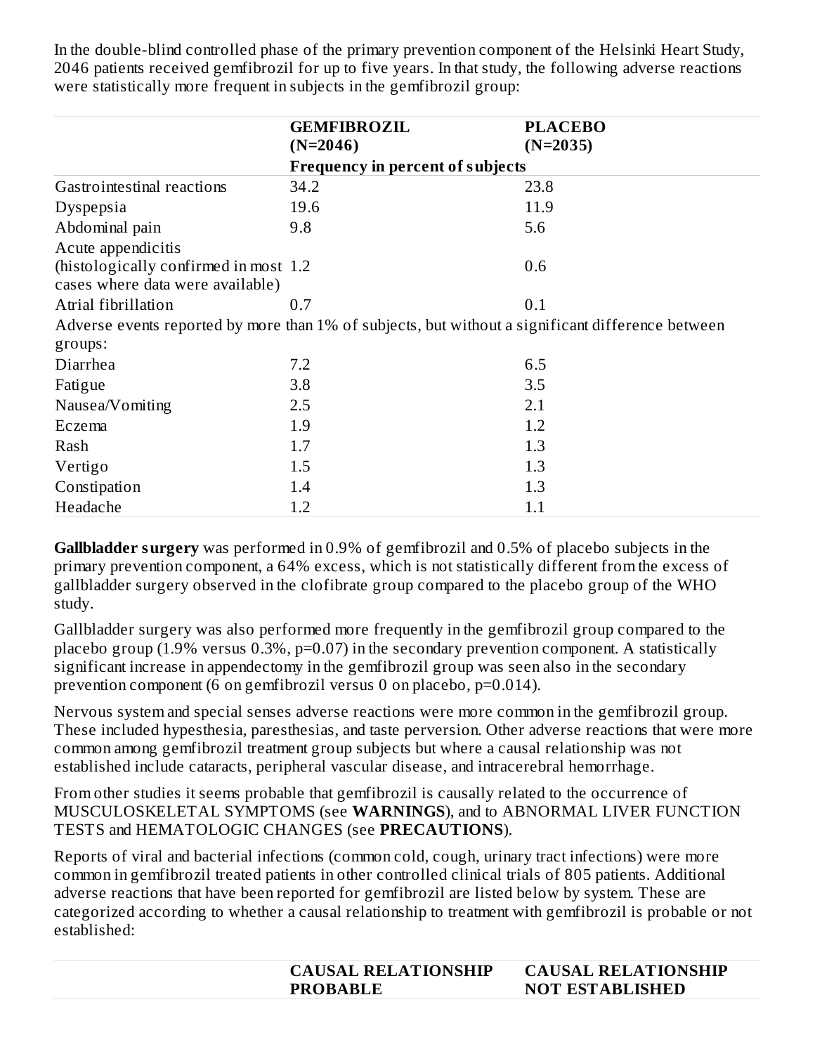In the double-blind controlled phase of the primary prevention component of the Helsinki Heart Study, 2046 patients received gemfibrozil for up to five years. In that study, the following adverse reactions were statistically more frequent in subjects in the gemfibrozil group:

| | **GEMFIBROZIL (N=2046)** | **PLACEBO (N=2035)** |
|---|---|---|
| | **Frequency in percent of subjects** | |
| Gastrointestinal reactions | 34.2 | 23.8 |
| Dyspepsia | 19.6 | 11.9 |
| Abdominal pain | 9.8 | 5.6 |
| Acute appendicitis (histologically confirmed in most cases where data were available) | 1.2 | 0.6 |
| Atrial fibrillation | 0.7 | 0.1 |
| Adverse events reported by more than 1% of subjects, but without a significant difference between groups: | | |
| Diarrhea | 7.2 | 6.5 |
| Fatigue | 3.8 | 3.5 |
| Nausea/Vomiting | 2.5 | 2.1 |
| Eczema | 1.9 | 1.2 |
| Rash | 1.7 | 1.3 |
| Vertigo | 1.5 | 1.3 |
| Constipation | 1.4 | 1.3 |
| Headache | 1.2 | 1.1 |

**Gallbladder surgery** was performed in 0.9% of gemfibrozil and 0.5% of placebo subjects in the primary prevention component, a 64% excess, which is not statistically different from the excess of gallbladder surgery observed in the clofibrate group compared to the placebo group of the WHO study.

Gallbladder surgery was also performed more frequently in the gemfibrozil group compared to the placebo group (1.9% versus 0.3%, p=0.07) in the secondary prevention component. A statistically significant increase in appendectomy in the gemfibrozil group was seen also in the secondary prevention component (6 on gemfibrozil versus 0 on placebo, p=0.014).

Nervous system and special senses adverse reactions were more common in the gemfibrozil group. These included hypesthesia, paresthesias, and taste perversion. Other adverse reactions that were more common among gemfibrozil treatment group subjects but where a causal relationship was not established include cataracts, peripheral vascular disease, and intracerebral hemorrhage.

From other studies it seems probable that gemfibrozil is causally related to the occurrence of MUSCULOSKELETAL SYMPTOMS (see **WARNINGS**), and to ABNORMAL LIVER FUNCTION TESTS and HEMATOLOGIC CHANGES (see **PRECAUTIONS**).

Reports of viral and bacterial infections (common cold, cough, urinary tract infections) were more common in gemfibrozil treated patients in other controlled clinical trials of 805 patients. Additional adverse reactions that have been reported for gemfibrozil are listed below by system. These are categorized according to whether a causal relationship to treatment with gemfibrozil is probable or not established:

| | **CAUSAL RELATIONSHIP PROBABLE** | **CAUSAL RELATIONSHIP NOT ESTABLISHED** |
|---|---|---|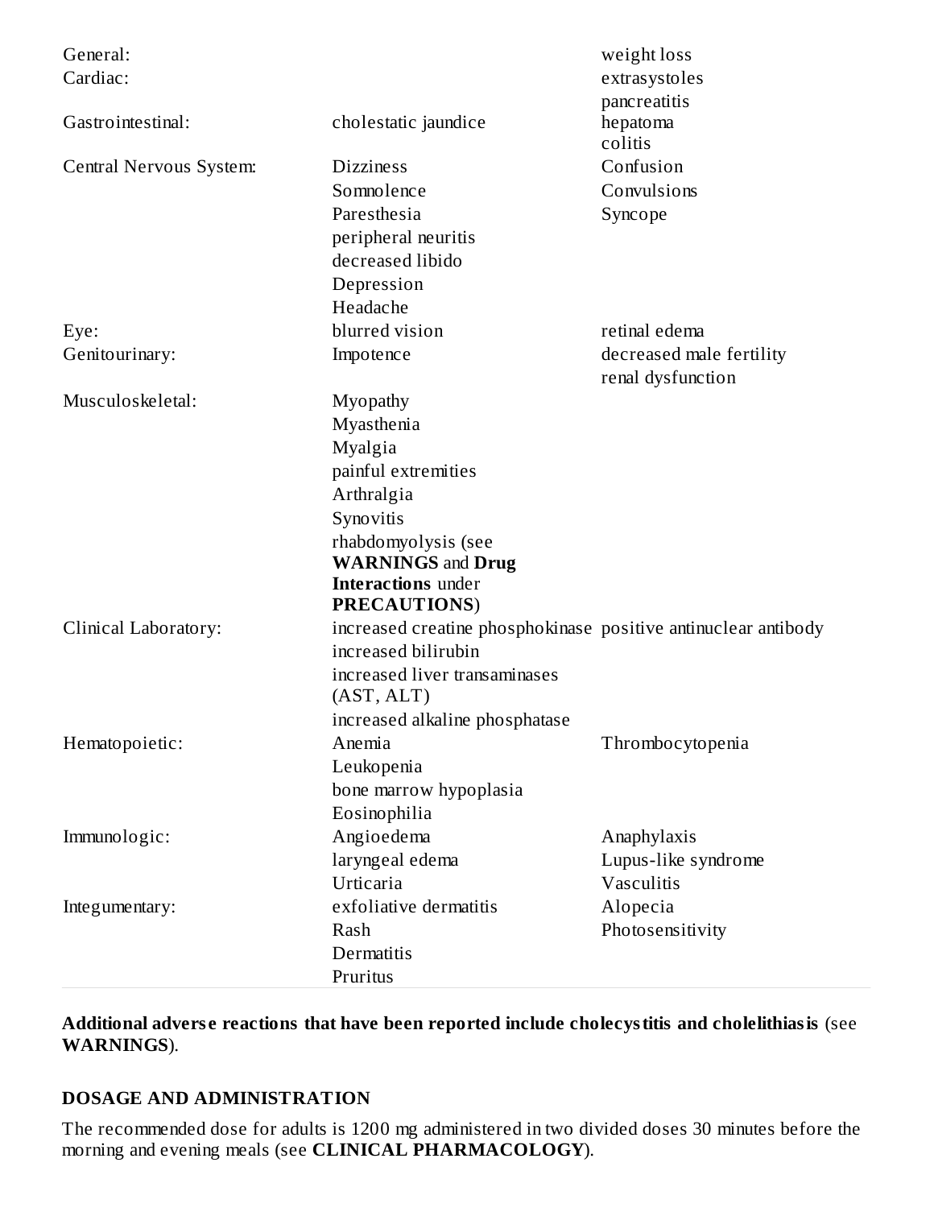| | | |
|---|---|---|
| General: | | weight loss |
| Cardiac: | | extrasystoles |
| Gastrointestinal: | cholestatic jaundice | pancreatitis<br>hepatoma<br>colitis |
| Central Nervous System: | Dizziness<br>Somnolence<br>Paresthesia<br>peripheral neuritis<br>decreased libido<br>Depression<br>Headache | Confusion<br>Convulsions<br>Syncope |
| Eye: | blurred vision | retinal edema |
| Genitourinary: | Impotence | decreased male fertility<br>renal dysfunction |
| Musculoskeletal: | Myopathy<br>Myasthenia<br>Myalgia<br>painful extremities<br>Arthralgia<br>Synovitis<br>rhabdomyolysis (see **WARNINGS** and **Drug Interactions** under **PRECAUTIONS**) | |
| Clinical Laboratory: | increased creatine phosphokinase<br>increased bilirubin<br>increased liver transaminases (AST, ALT)<br>increased alkaline phosphatase | positive antinuclear antibody |
| Hematopoietic: | Anemia<br>Leukopenia<br>bone marrow hypoplasia<br>Eosinophilia | Thrombocytopenia |
| Immunologic: | Angioedema<br>laryngeal edema<br>Urticaria | Anaphylaxis<br>Lupus-like syndrome<br>Vasculitis |
| Integumentary: | exfoliative dermatitis<br>Rash<br>Dermatitis<br>Pruritus | Alopecia<br>Photosensitivity |

**Additional adverse reactions that have been reported include cholecystitis and cholelithiasis** (see **WARNINGS**).

## DOSAGE AND ADMINISTRATION

The recommended dose for adults is 1200 mg administered in two divided doses 30 minutes before the morning and evening meals (see **CLINICAL PHARMACOLOGY**).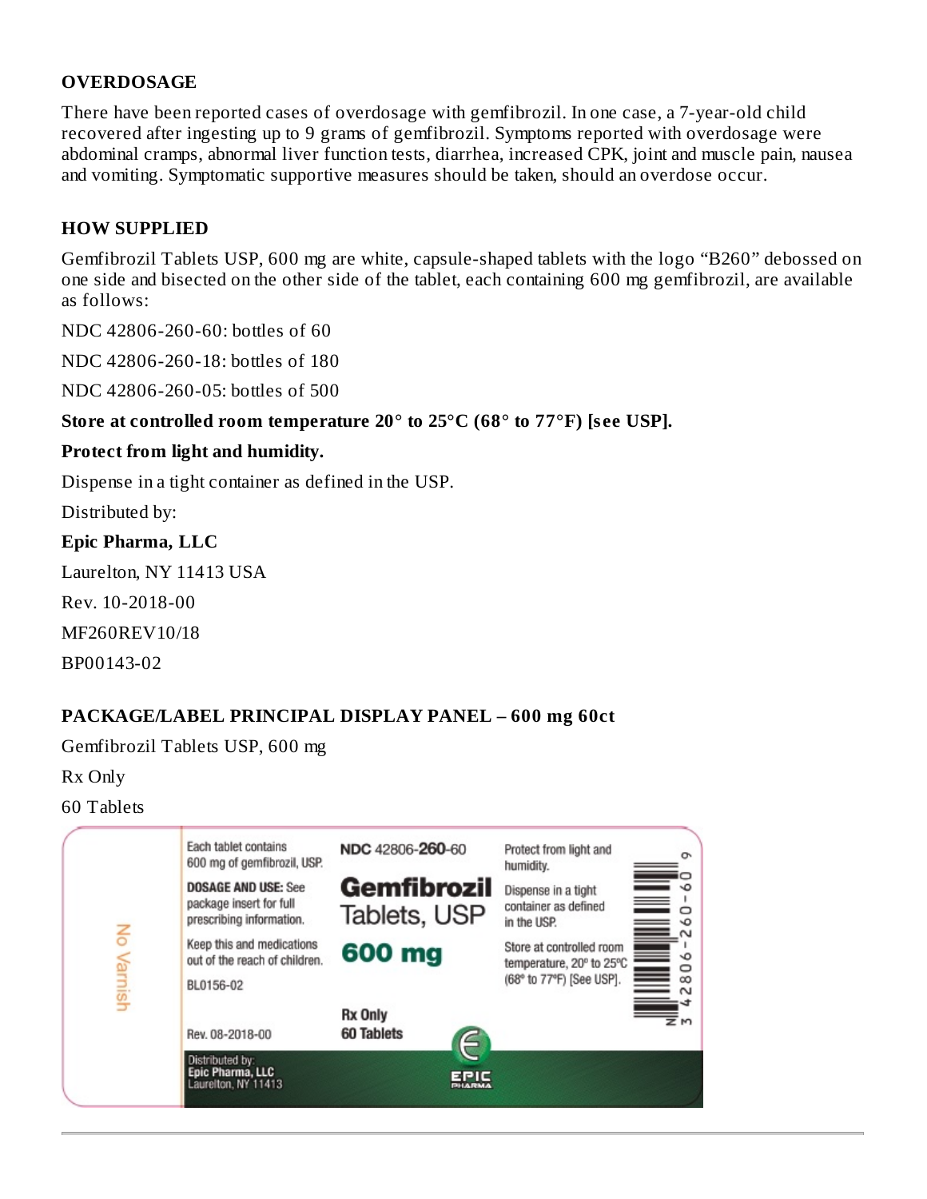## OVERDOSAGE

There have been reported cases of overdosage with gemfibrozil. In one case, a 7-year-old child recovered after ingesting up to 9 grams of gemfibrozil. Symptoms reported with overdosage were abdominal cramps, abnormal liver function tests, diarrhea, increased CPK, joint and muscle pain, nausea and vomiting. Symptomatic supportive measures should be taken, should an overdose occur.

## HOW SUPPLIED

Gemfibrozil Tablets USP, 600 mg are white, capsule-shaped tablets with the logo "B260" debossed on one side and bisected on the other side of the tablet, each containing 600 mg gemfibrozil, are available as follows:

NDC 42806-260-60: bottles of 60

NDC 42806-260-18: bottles of 180

NDC 42806-260-05: bottles of 500

**Store at controlled room temperature 20° to 25°C (68° to 77°F) [see USP].**

**Protect from light and humidity.**

Dispense in a tight container as defined in the USP.

Distributed by:

**Epic Pharma, LLC**

Laurelton, NY 11413 USA

Rev. 10-2018-00

MF260REV10/18

BP00143-02

## PACKAGE/LABEL PRINCIPAL DISPLAY PANEL – 600 mg 60ct

Gemfibrozil Tablets USP, 600 mg

Rx Only

60 Tablets

No Varnish

Each tablet contains 600 mg of gemfibrozil, USP.

**DOSAGE AND USE:** See package insert for full prescribing information.

Keep this and medications out of the reach of children.

BL0156-02

Rev. 08-2018-00

Distributed by:
**Epic Pharma, LLC**
Laurelton, NY 11413

**NDC** 42806-**260**-60

**Gemfibrozil**
Tablets, USP

**600 mg**

**Rx Only**
**60 Tablets**

EPIC PHARMA

Protect from light and humidity.

Dispense in a tight container as defined in the USP.

Store at controlled room temperature, 20° to 25°C (68° to 77°F) [See USP].

N 3 42806-260-60 9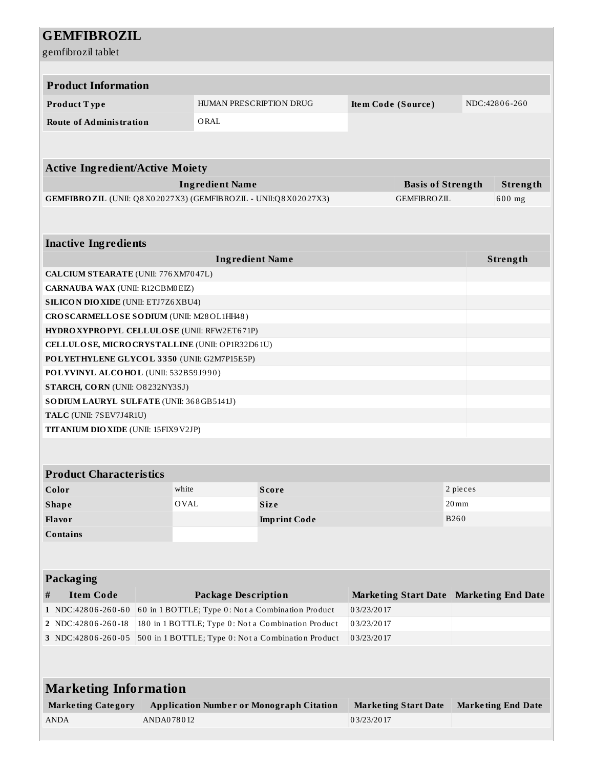# GEMFIBROZIL

gemfibrozil tablet

| Product Information | | | |
|---|---|---|---|
| **Product Type** | HUMAN PRESCRIPTION DRUG | **Item Code (Source)** | NDC:42806-260 |
| **Route of Administration** | ORAL | | |

| Active Ingredient/Active Moiety | | |
|---|---|---|
| **Ingredient Name** | **Basis of Strength** | **Strength** |
| **GEMFIBROZIL** (UNII: Q8X02027X3) (GEMFIBROZIL - UNII:Q8X02027X3) | GEMFIBROZIL | 600 mg |

| Inactive Ingredients | |
|---|---|
| **Ingredient Name** | **Strength** |
| **CALCIUM STEARATE** (UNII: 776XM7047L) | |
| **CARNAUBA WAX** (UNII: R12CBM0EIZ) | |
| **SILICON DIOXIDE** (UNII: ETJ7Z6XBU4) | |
| **CROSCARMELLOSE SODIUM** (UNII: M28OL1HH48) | |
| **HYDROXYPROPYL CELLULOSE** (UNII: RFW2ET671P) | |
| **CELLULOSE, MICROCRYSTALLINE** (UNII: OP1R32D61U) | |
| **POLYETHYLENE GLYCOL 3350** (UNII: G2M7P15E5P) | |
| **POLYVINYL ALCOHOL** (UNII: 532B59J990) | |
| **STARCH, CORN** (UNII: O8232NY3SJ) | |
| **SODIUM LAURYL SULFATE** (UNII: 368GB5141J) | |
| **TALC** (UNII: 7SEV7J4R1U) | |
| **TITANIUM DIOXIDE** (UNII: 15FIX9V2JP) | |

| Product Characteristics | | | |
|---|---|---|---|
| **Color** | white | **Score** | 2 pieces |
| **Shape** | OVAL | **Size** | 20mm |
| **Flavor** | | **Imprint Code** | B260 |
| **Contains** | | | |

| Packaging | | | | |
|---|---|---|---|---|
| **#** | **Item Code** | **Package Description** | **Marketing Start Date** | **Marketing End Date** |
| 1 | NDC:42806-260-60 | 60 in 1 BOTTLE; Type 0: Not a Combination Product | 03/23/2017 | |
| 2 | NDC:42806-260-18 | 180 in 1 BOTTLE; Type 0: Not a Combination Product | 03/23/2017 | |
| 3 | NDC:42806-260-05 | 500 in 1 BOTTLE; Type 0: Not a Combination Product | 03/23/2017 | |

| Marketing Information | | | |
|---|---|---|---|
| **Marketing Category** | **Application Number or Monograph Citation** | **Marketing Start Date** | **Marketing End Date** |
| ANDA | ANDA078012 | 03/23/2017 | |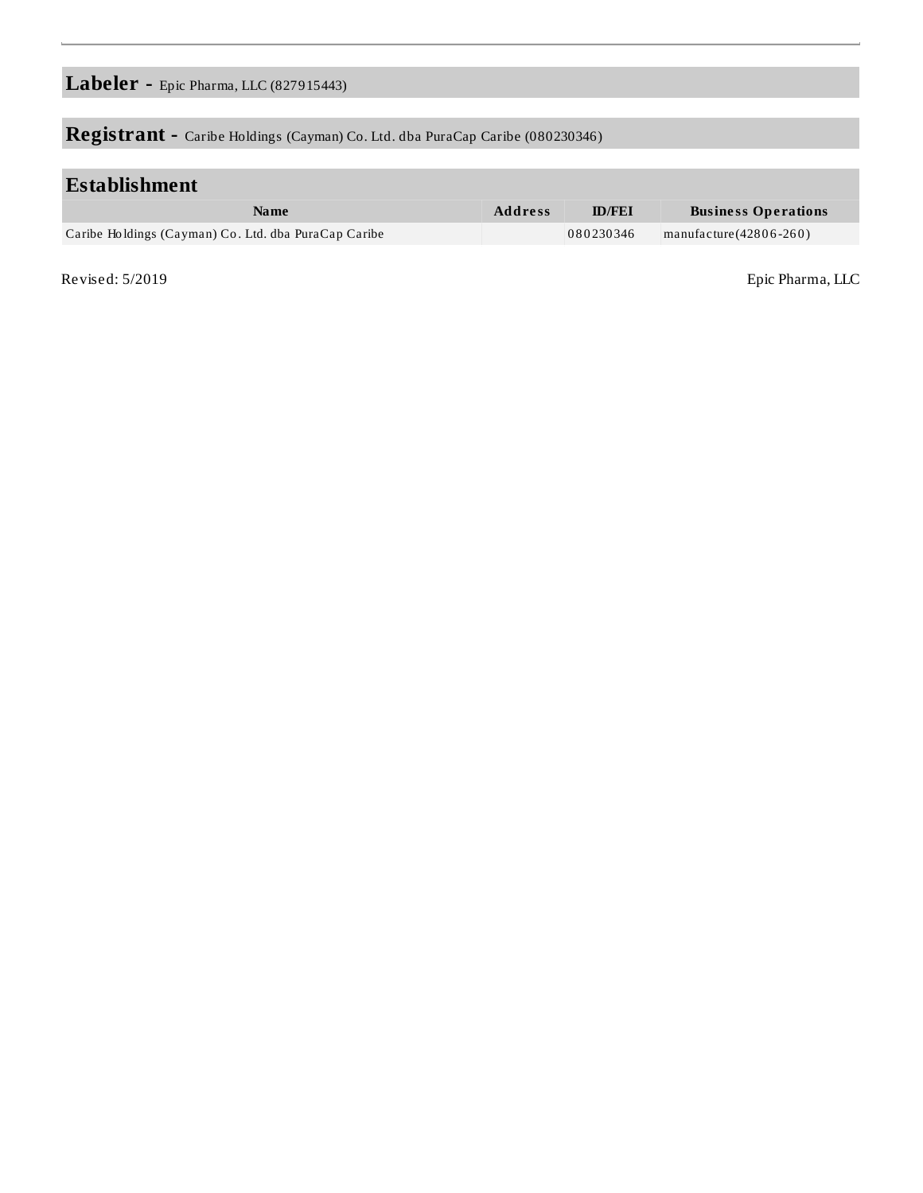## Labeler - Epic Pharma, LLC (827915443)

## Registrant - Caribe Holdings (Cayman) Co. Ltd. dba PuraCap Caribe (080230346)

## Establishment

| Name | Address | ID/FEI | Business Operations |
|---|---|---|---|
| Caribe Holdings (Cayman) Co. Ltd. dba PuraCap Caribe | | 080230346 | manufacture(42806-260) |

Revised: 5/2019

Epic Pharma, LLC